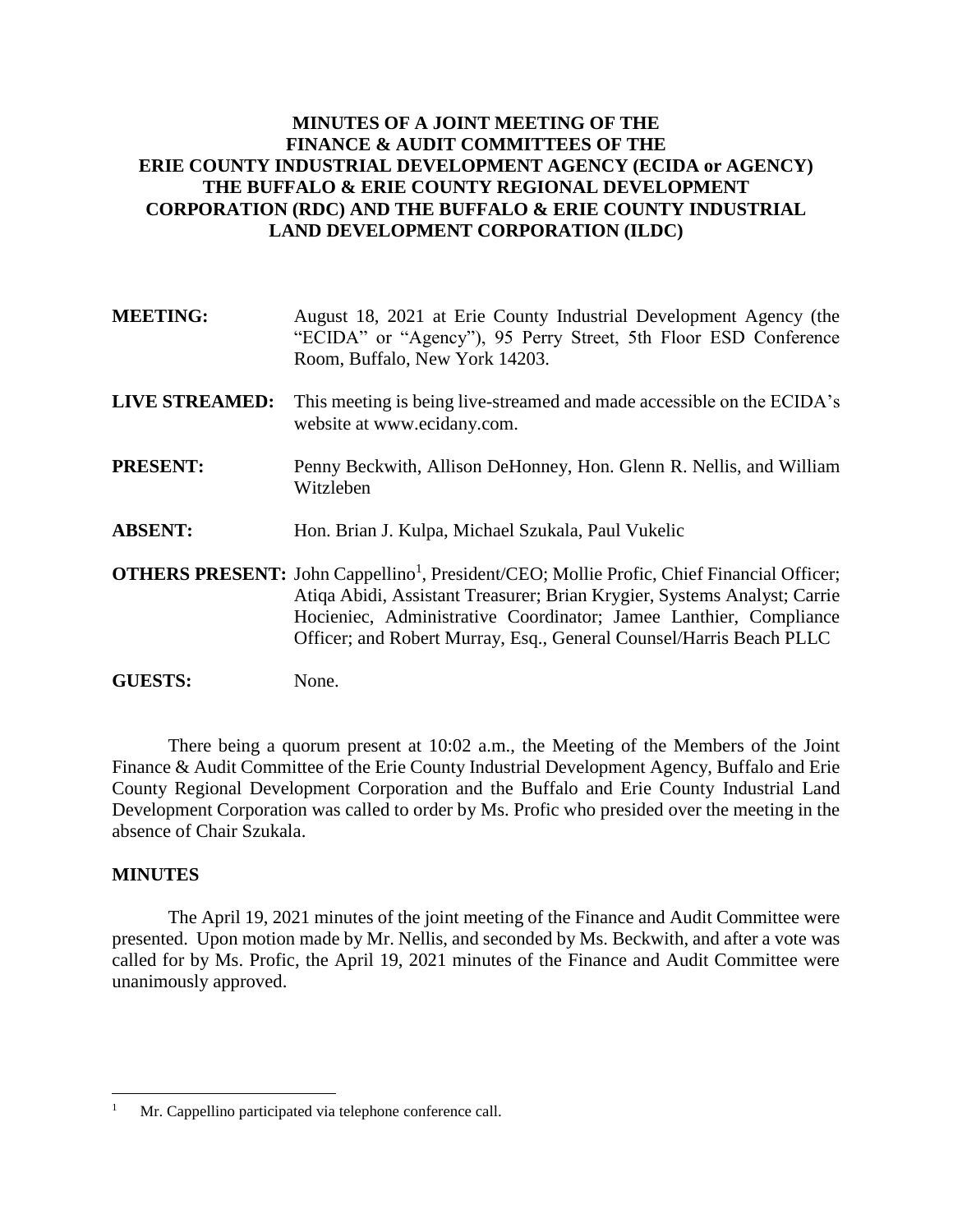# MINUTES OF A JOINT MEETING OF THE FINANCE & AUDIT COMMITTEES OF THE ERIE COUNTY INDUSTRIAL DEVELOPMENT AGENCY (ECIDA or AGENCY) THE BUFFALO & ERIE COUNTY REGIONAL DEVELOPMENT CORPORATION (RDC) AND THE BUFFALO & ERIE COUNTY INDUSTRIAL LAND DEVELOPMENT CORPORATION (ILDC)

**MEETING:** August 18, 2021 at Erie County Industrial Development Agency (the "ECIDA" or "Agency"), 95 Perry Street, 5th Floor ESD Conference Room, Buffalo, New York 14203.

**LIVE STREAMED:** This meeting is being live-streamed and made accessible on the ECIDA's website at www.ecidany.com.

**PRESENT:** Penny Beckwith, Allison DeHonney, Hon. Glenn R. Nellis, and William Witzleben

**ABSENT:** Hon. Brian J. Kulpa, Michael Szukala, Paul Vukelic

**OTHERS PRESENT:** John Cappellino[1], President/CEO; Mollie Profic, Chief Financial Officer; Atiqa Abidi, Assistant Treasurer; Brian Krygier, Systems Analyst; Carrie Hocieniec, Administrative Coordinator; Jamee Lanthier, Compliance Officer; and Robert Murray, Esq., General Counsel/Harris Beach PLLC

**GUESTS:** None.

There being a quorum present at 10:02 a.m., the Meeting of the Members of the Joint Finance & Audit Committee of the Erie County Industrial Development Agency, Buffalo and Erie County Regional Development Corporation and the Buffalo and Erie County Industrial Land Development Corporation was called to order by Ms. Profic who presided over the meeting in the absence of Chair Szukala.

## MINUTES

The April 19, 2021 minutes of the joint meeting of the Finance and Audit Committee were presented. Upon motion made by Mr. Nellis, and seconded by Ms. Beckwith, and after a vote was called for by Ms. Profic, the April 19, 2021 minutes of the Finance and Audit Committee were unanimously approved.

[1] Mr. Cappellino participated via telephone conference call.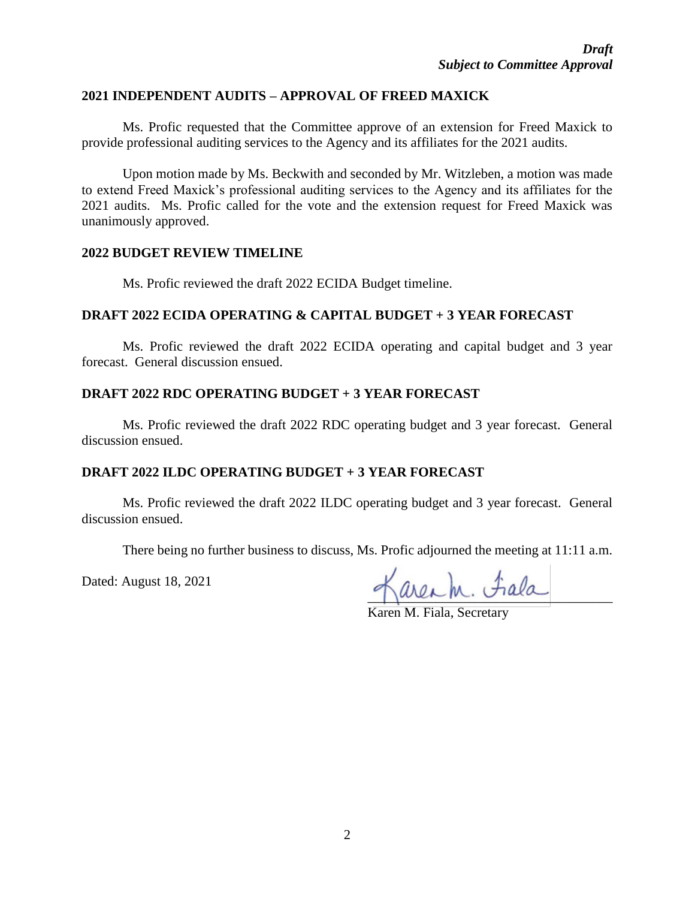***Draft***
***Subject to Committee Approval***

**2021 INDEPENDENT AUDITS – APPROVAL OF FREED MAXICK**

Ms. Profic requested that the Committee approve of an extension for Freed Maxick to provide professional auditing services to the Agency and its affiliates for the 2021 audits.

Upon motion made by Ms. Beckwith and seconded by Mr. Witzleben, a motion was made to extend Freed Maxick's professional auditing services to the Agency and its affiliates for the 2021 audits. Ms. Profic called for the vote and the extension request for Freed Maxick was unanimously approved.

**2022 BUDGET REVIEW TIMELINE**

Ms. Profic reviewed the draft 2022 ECIDA Budget timeline.

**DRAFT 2022 ECIDA OPERATING & CAPITAL BUDGET + 3 YEAR FORECAST**

Ms. Profic reviewed the draft 2022 ECIDA operating and capital budget and 3 year forecast. General discussion ensued.

**DRAFT 2022 RDC OPERATING BUDGET + 3 YEAR FORECAST**

Ms. Profic reviewed the draft 2022 RDC operating budget and 3 year forecast. General discussion ensued.

**DRAFT 2022 ILDC OPERATING BUDGET + 3 YEAR FORECAST**

Ms. Profic reviewed the draft 2022 ILDC operating budget and 3 year forecast. General discussion ensued.

There being no further business to discuss, Ms. Profic adjourned the meeting at 11:11 a.m.

Dated: August 18, 2021

Karen M. Fiala

Karen M. Fiala, Secretary